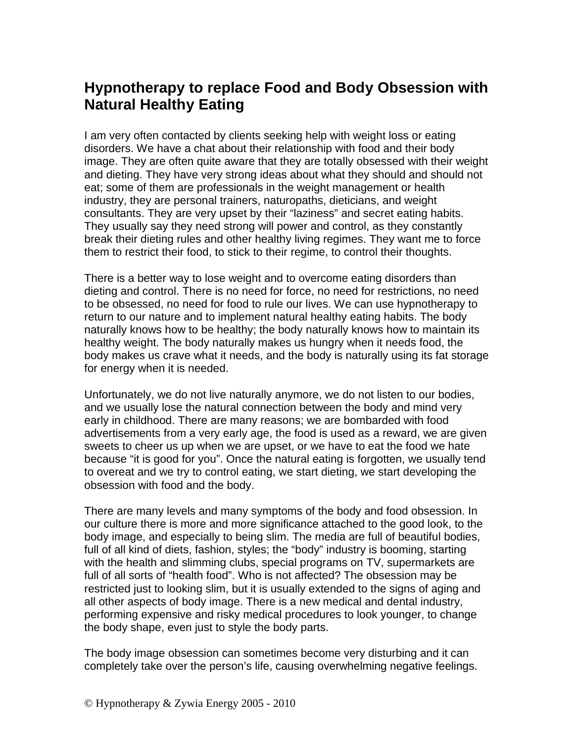# Hypnotherapy to replace Food and Body Obsession with Natural Healthy Eating

I am very often contacted by clients seeking help with weight loss or eating disorders. We have a chat about their relationship with food and their body image. They are often quite aware that they are totally obsessed with their weight and dieting. They have very strong ideas about what they should and should not eat; some of them are professionals in the weight management or health industry, they are personal trainers, naturopaths, dieticians, and weight consultants. They are very upset by their "laziness" and secret eating habits. They usually say they need strong will power and control, as they constantly break their dieting rules and other healthy living regimes. They want me to force them to restrict their food, to stick to their regime, to control their thoughts.

There is a better way to lose weight and to overcome eating disorders than dieting and control. There is no need for force, no need for restrictions, no need to be obsessed, no need for food to rule our lives. We can use hypnotherapy to return to our nature and to implement natural healthy eating habits. The body naturally knows how to be healthy; the body naturally knows how to maintain its healthy weight. The body naturally makes us hungry when it needs food, the body makes us crave what it needs, and the body is naturally using its fat storage for energy when it is needed.

Unfortunately, we do not live naturally anymore, we do not listen to our bodies, and we usually lose the natural connection between the body and mind very early in childhood. There are many reasons; we are bombarded with food advertisements from a very early age, the food is used as a reward, we are given sweets to cheer us up when we are upset, or we have to eat the food we hate because "it is good for you". Once the natural eating is forgotten, we usually tend to overeat and we try to control eating, we start dieting, we start developing the obsession with food and the body.

There are many levels and many symptoms of the body and food obsession. In our culture there is more and more significance attached to the good look, to the body image, and especially to being slim. The media are full of beautiful bodies, full of all kind of diets, fashion, styles; the "body" industry is booming, starting with the health and slimming clubs, special programs on TV, supermarkets are full of all sorts of "health food". Who is not affected? The obsession may be restricted just to looking slim, but it is usually extended to the signs of aging and all other aspects of body image. There is a new medical and dental industry, performing expensive and risky medical procedures to look younger, to change the body shape, even just to style the body parts.

The body image obsession can sometimes become very disturbing and it can completely take over the person's life, causing overwhelming negative feelings.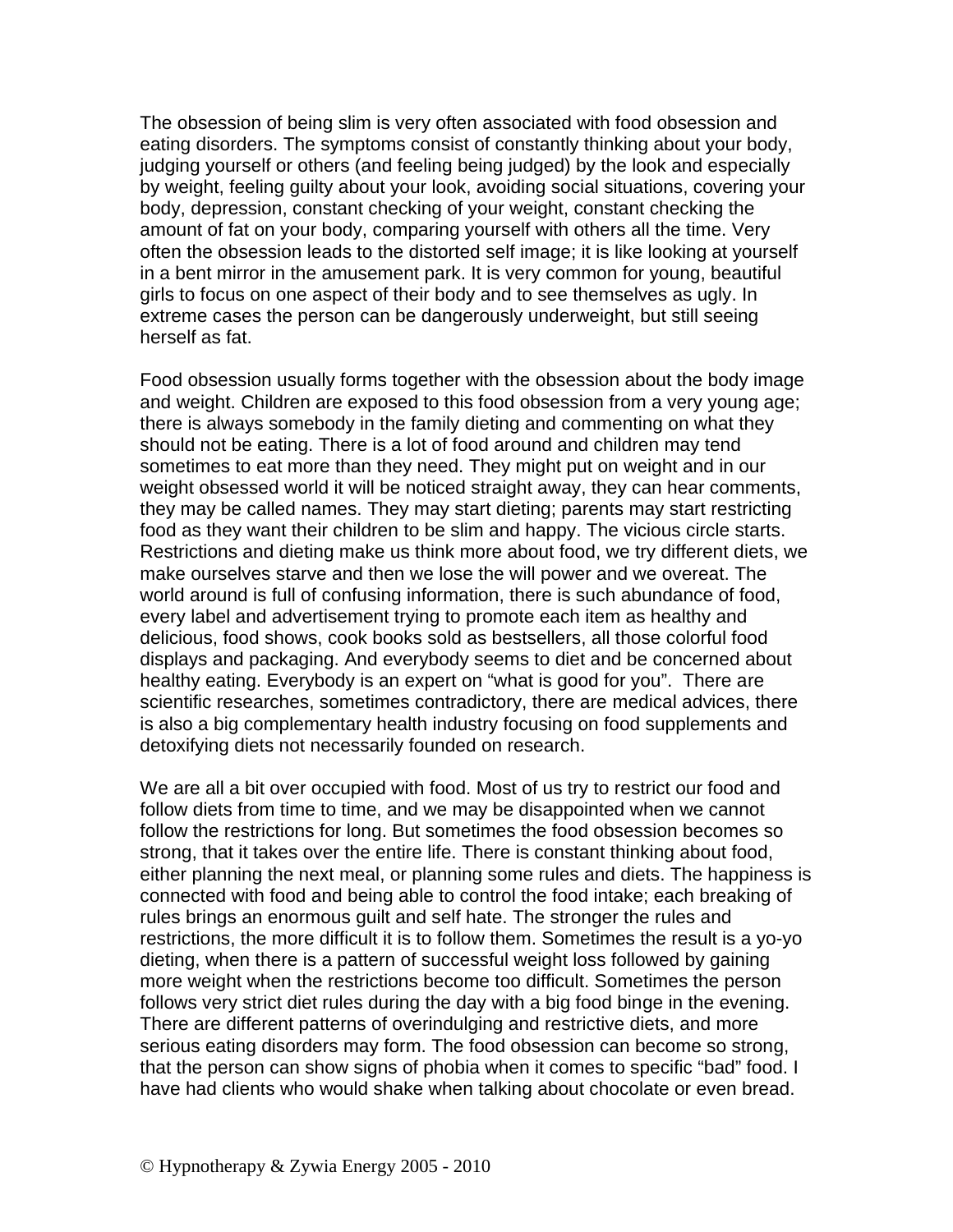The obsession of being slim is very often associated with food obsession and eating disorders. The symptoms consist of constantly thinking about your body, judging yourself or others (and feeling being judged) by the look and especially by weight, feeling guilty about your look, avoiding social situations, covering your body, depression, constant checking of your weight, constant checking the amount of fat on your body, comparing yourself with others all the time. Very often the obsession leads to the distorted self image; it is like looking at yourself in a bent mirror in the amusement park. It is very common for young, beautiful girls to focus on one aspect of their body and to see themselves as ugly. In extreme cases the person can be dangerously underweight, but still seeing herself as fat.

Food obsession usually forms together with the obsession about the body image and weight. Children are exposed to this food obsession from a very young age; there is always somebody in the family dieting and commenting on what they should not be eating. There is a lot of food around and children may tend sometimes to eat more than they need. They might put on weight and in our weight obsessed world it will be noticed straight away, they can hear comments, they may be called names. They may start dieting; parents may start restricting food as they want their children to be slim and happy. The vicious circle starts. Restrictions and dieting make us think more about food, we try different diets, we make ourselves starve and then we lose the will power and we overeat. The world around is full of confusing information, there is such abundance of food, every label and advertisement trying to promote each item as healthy and delicious, food shows, cook books sold as bestsellers, all those colorful food displays and packaging. And everybody seems to diet and be concerned about healthy eating. Everybody is an expert on “what is good for you”. There are scientific researches, sometimes contradictory, there are medical advices, there is also a big complementary health industry focusing on food supplements and detoxifying diets not necessarily founded on research.

We are all a bit over occupied with food. Most of us try to restrict our food and follow diets from time to time, and we may be disappointed when we cannot follow the restrictions for long. But sometimes the food obsession becomes so strong, that it takes over the entire life. There is constant thinking about food, either planning the next meal, or planning some rules and diets. The happiness is connected with food and being able to control the food intake; each breaking of rules brings an enormous guilt and self hate. The stronger the rules and restrictions, the more difficult it is to follow them. Sometimes the result is a yo-yo dieting, when there is a pattern of successful weight loss followed by gaining more weight when the restrictions become too difficult. Sometimes the person follows very strict diet rules during the day with a big food binge in the evening. There are different patterns of overindulging and restrictive diets, and more serious eating disorders may form. The food obsession can become so strong, that the person can show signs of phobia when it comes to specific “bad” food. I have had clients who would shake when talking about chocolate or even bread.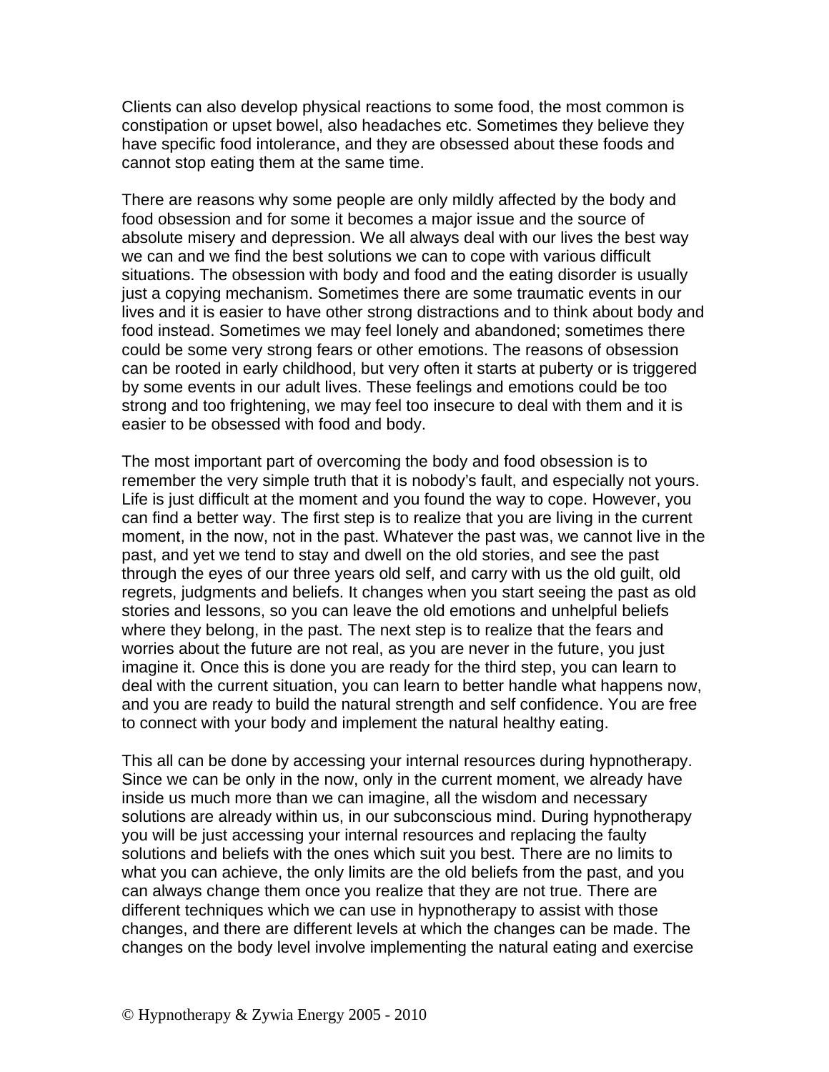Clients can also develop physical reactions to some food, the most common is constipation or upset bowel, also headaches etc. Sometimes they believe they have specific food intolerance, and they are obsessed about these foods and cannot stop eating them at the same time.

There are reasons why some people are only mildly affected by the body and food obsession and for some it becomes a major issue and the source of absolute misery and depression. We all always deal with our lives the best way we can and we find the best solutions we can to cope with various difficult situations. The obsession with body and food and the eating disorder is usually just a copying mechanism. Sometimes there are some traumatic events in our lives and it is easier to have other strong distractions and to think about body and food instead. Sometimes we may feel lonely and abandoned; sometimes there could be some very strong fears or other emotions. The reasons of obsession can be rooted in early childhood, but very often it starts at puberty or is triggered by some events in our adult lives. These feelings and emotions could be too strong and too frightening, we may feel too insecure to deal with them and it is easier to be obsessed with food and body.

The most important part of overcoming the body and food obsession is to remember the very simple truth that it is nobody's fault, and especially not yours. Life is just difficult at the moment and you found the way to cope. However, you can find a better way. The first step is to realize that you are living in the current moment, in the now, not in the past. Whatever the past was, we cannot live in the past, and yet we tend to stay and dwell on the old stories, and see the past through the eyes of our three years old self, and carry with us the old guilt, old regrets, judgments and beliefs. It changes when you start seeing the past as old stories and lessons, so you can leave the old emotions and unhelpful beliefs where they belong, in the past. The next step is to realize that the fears and worries about the future are not real, as you are never in the future, you just imagine it. Once this is done you are ready for the third step, you can learn to deal with the current situation, you can learn to better handle what happens now, and you are ready to build the natural strength and self confidence. You are free to connect with your body and implement the natural healthy eating.

This all can be done by accessing your internal resources during hypnotherapy. Since we can be only in the now, only in the current moment, we already have inside us much more than we can imagine, all the wisdom and necessary solutions are already within us, in our subconscious mind. During hypnotherapy you will be just accessing your internal resources and replacing the faulty solutions and beliefs with the ones which suit you best. There are no limits to what you can achieve, the only limits are the old beliefs from the past, and you can always change them once you realize that they are not true. There are different techniques which we can use in hypnotherapy to assist with those changes, and there are different levels at which the changes can be made. The changes on the body level involve implementing the natural eating and exercise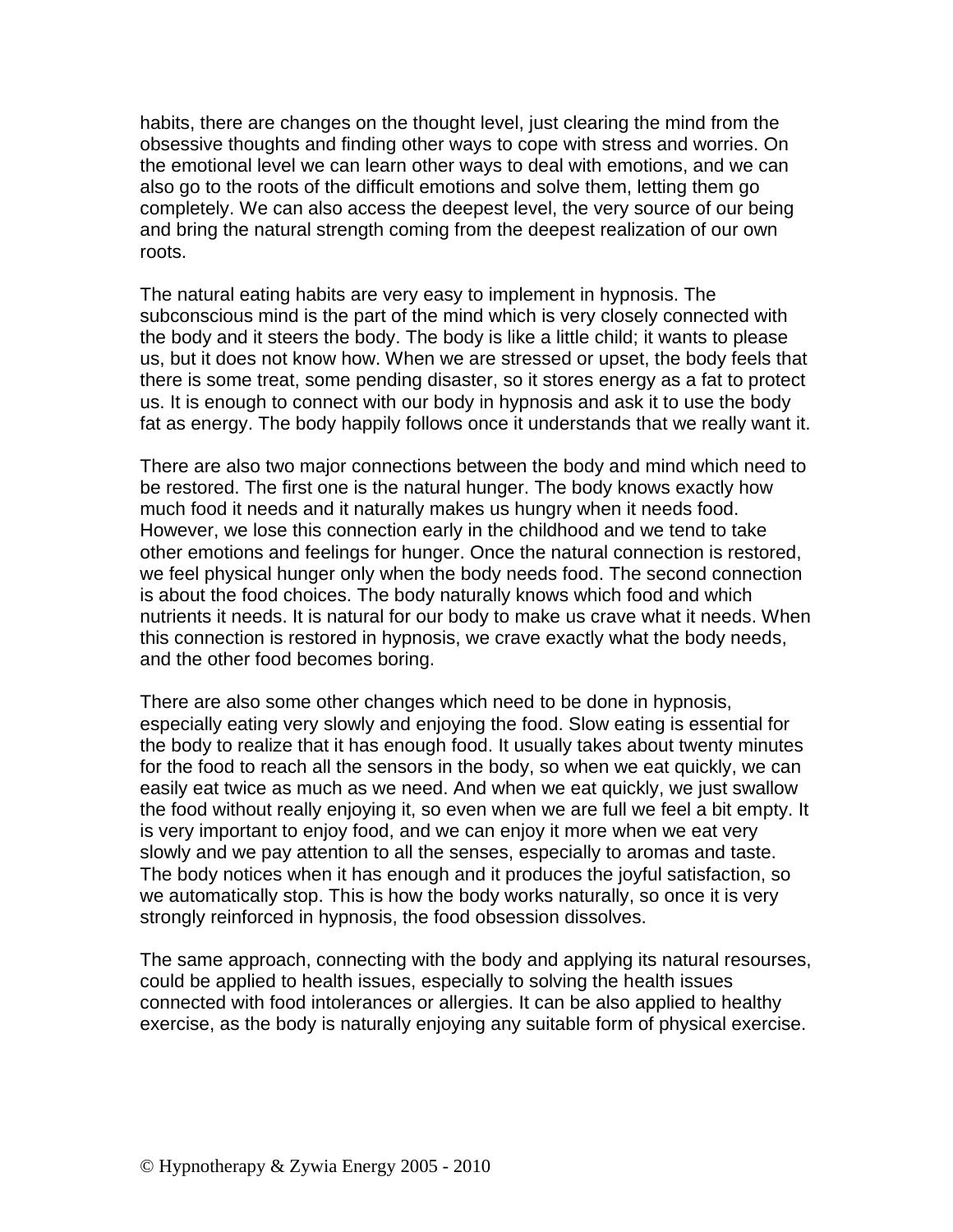habits, there are changes on the thought level, just clearing the mind from the obsessive thoughts and finding other ways to cope with stress and worries. On the emotional level we can learn other ways to deal with emotions, and we can also go to the roots of the difficult emotions and solve them, letting them go completely. We can also access the deepest level, the very source of our being and bring the natural strength coming from the deepest realization of our own roots.

The natural eating habits are very easy to implement in hypnosis. The subconscious mind is the part of the mind which is very closely connected with the body and it steers the body. The body is like a little child; it wants to please us, but it does not know how. When we are stressed or upset, the body feels that there is some treat, some pending disaster, so it stores energy as a fat to protect us. It is enough to connect with our body in hypnosis and ask it to use the body fat as energy. The body happily follows once it understands that we really want it.

There are also two major connections between the body and mind which need to be restored. The first one is the natural hunger. The body knows exactly how much food it needs and it naturally makes us hungry when it needs food. However, we lose this connection early in the childhood and we tend to take other emotions and feelings for hunger. Once the natural connection is restored, we feel physical hunger only when the body needs food. The second connection is about the food choices. The body naturally knows which food and which nutrients it needs. It is natural for our body to make us crave what it needs. When this connection is restored in hypnosis, we crave exactly what the body needs, and the other food becomes boring.

There are also some other changes which need to be done in hypnosis, especially eating very slowly and enjoying the food. Slow eating is essential for the body to realize that it has enough food. It usually takes about twenty minutes for the food to reach all the sensors in the body, so when we eat quickly, we can easily eat twice as much as we need. And when we eat quickly, we just swallow the food without really enjoying it, so even when we are full we feel a bit empty. It is very important to enjoy food, and we can enjoy it more when we eat very slowly and we pay attention to all the senses, especially to aromas and taste. The body notices when it has enough and it produces the joyful satisfaction, so we automatically stop. This is how the body works naturally, so once it is very strongly reinforced in hypnosis, the food obsession dissolves.

The same approach, connecting with the body and applying its natural resourses, could be applied to health issues, especially to solving the health issues connected with food intolerances or allergies. It can be also applied to healthy exercise, as the body is naturally enjoying any suitable form of physical exercise.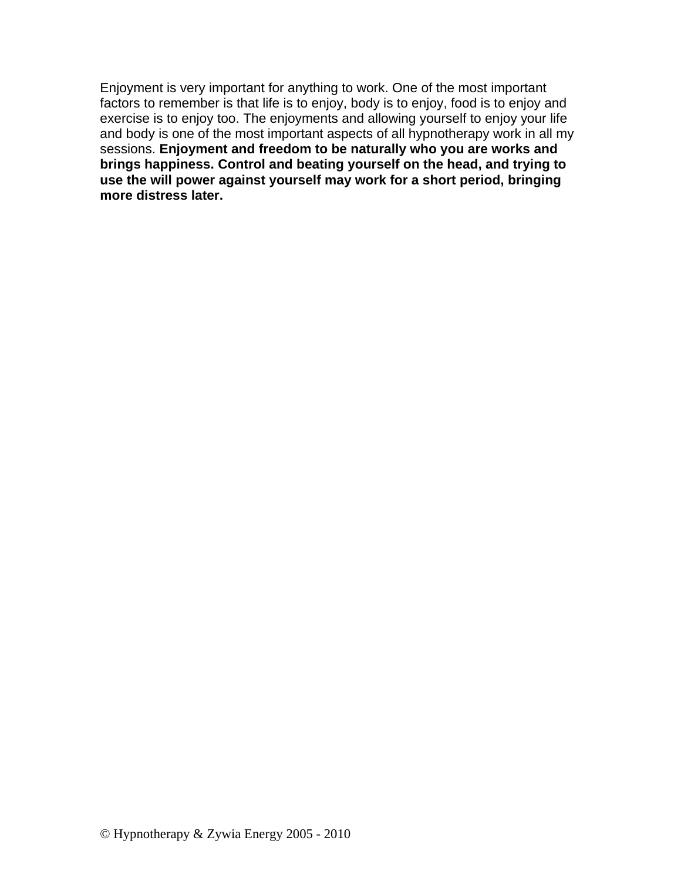Enjoyment is very important for anything to work. One of the most important factors to remember is that life is to enjoy, body is to enjoy, food is to enjoy and exercise is to enjoy too. The enjoyments and allowing yourself to enjoy your life and body is one of the most important aspects of all hypnotherapy work in all my sessions. **Enjoyment and freedom to be naturally who you are works and brings happiness. Control and beating yourself on the head, and trying to use the will power against yourself may work for a short period, bringing more distress later.**